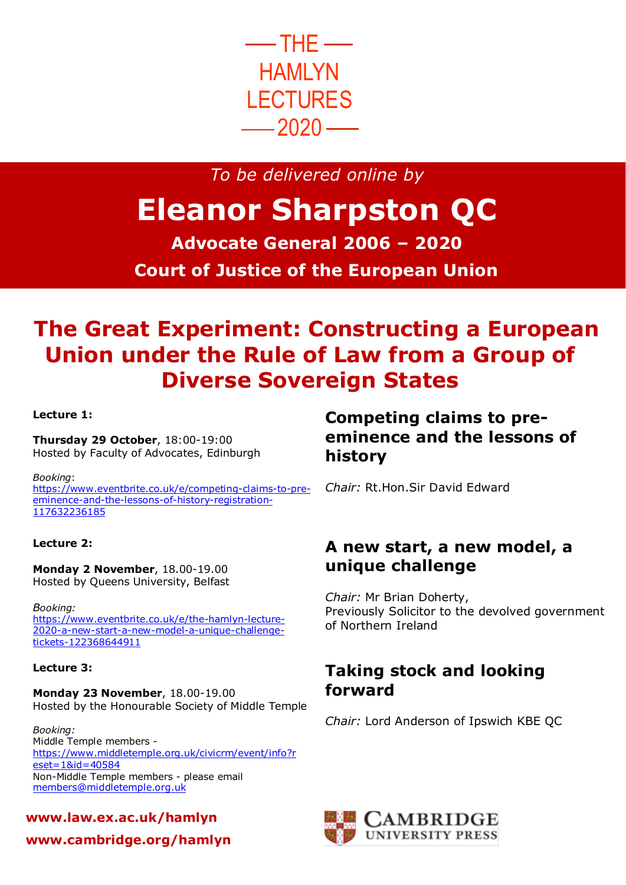# — THE —
# HAMLYN LECTURES
# — 2020 —

*To be delivered online by*

## Eleanor Sharpston QC

**Advocate General 2006 – 2020**

**Court of Justice of the European Union**

# The Great Experiment: Constructing a European Union under the Rule of Law from a Group of Diverse Sovereign States

**Lecture 1:**

### Competing claims to pre-eminence and the lessons of history

**Thursday 29 October**, 18:00-19:00
Hosted by Faculty of Advocates, Edinburgh

*Chair:* Rt.Hon.Sir David Edward

*Booking*:
https://www.eventbrite.co.uk/e/competing-claims-to-pre-eminence-and-the-lessons-of-history-registration-117632236185

**Lecture 2:**

### A new start, a new model, a unique challenge

**Monday 2 November**, 18.00-19.00
Hosted by Queens University, Belfast

*Chair:* Mr Brian Doherty,
Previously Solicitor to the devolved government of Northern Ireland

*Booking:*
https://www.eventbrite.co.uk/e/the-hamlyn-lecture-2020-a-new-start-a-new-model-a-unique-challenge-tickets-122368644911

**Lecture 3:**

### Taking stock and looking forward

**Monday 23 November**, 18.00-19.00
Hosted by the Honourable Society of Middle Temple

*Chair:* Lord Anderson of Ipswich KBE QC

*Booking:*
Middle Temple members - https://www.middletemple.org.uk/civicrm/event/info?reset=1&id=40584
Non-Middle Temple members - please email members@middletemple.org.uk

**www.law.ex.ac.uk/hamlyn**

**www.cambridge.org/hamlyn**

CAMBRIDGE UNIVERSITY PRESS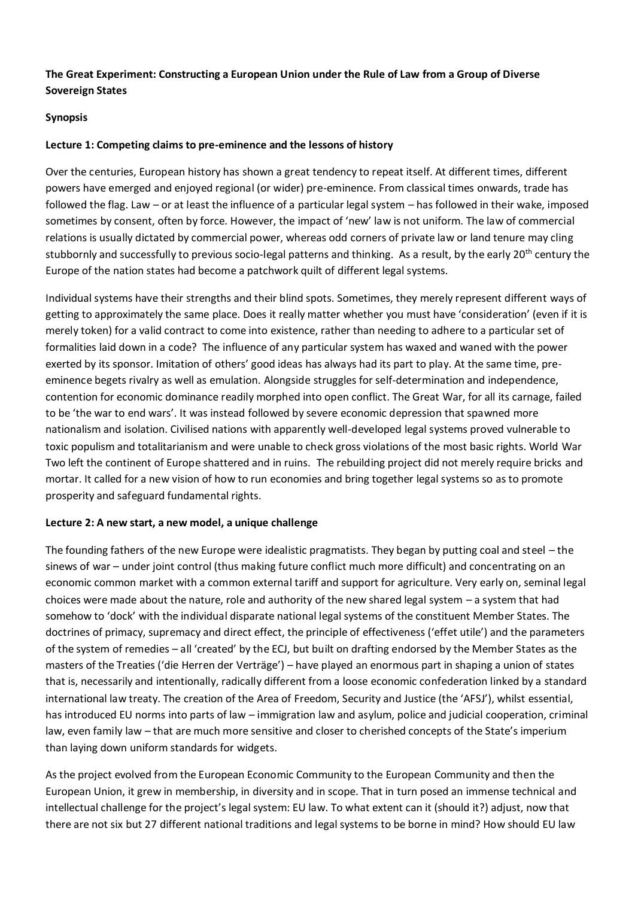**The Great Experiment: Constructing a European Union under the Rule of Law from a Group of Diverse Sovereign States**

**Synopsis**

**Lecture 1: Competing claims to pre-eminence and the lessons of history**

Over the centuries, European history has shown a great tendency to repeat itself. At different times, different powers have emerged and enjoyed regional (or wider) pre-eminence. From classical times onwards, trade has followed the flag. Law – or at least the influence of a particular legal system – has followed in their wake, imposed sometimes by consent, often by force. However, the impact of 'new' law is not uniform. The law of commercial relations is usually dictated by commercial power, whereas odd corners of private law or land tenure may cling stubbornly and successfully to previous socio-legal patterns and thinking. As a result, by the early 20th century the Europe of the nation states had become a patchwork quilt of different legal systems.

Individual systems have their strengths and their blind spots. Sometimes, they merely represent different ways of getting to approximately the same place. Does it really matter whether you must have 'consideration' (even if it is merely token) for a valid contract to come into existence, rather than needing to adhere to a particular set of formalities laid down in a code? The influence of any particular system has waxed and waned with the power exerted by its sponsor. Imitation of others' good ideas has always had its part to play. At the same time, pre-eminence begets rivalry as well as emulation. Alongside struggles for self-determination and independence, contention for economic dominance readily morphed into open conflict. The Great War, for all its carnage, failed to be 'the war to end wars'. It was instead followed by severe economic depression that spawned more nationalism and isolation. Civilised nations with apparently well-developed legal systems proved vulnerable to toxic populism and totalitarianism and were unable to check gross violations of the most basic rights. World War Two left the continent of Europe shattered and in ruins. The rebuilding project did not merely require bricks and mortar. It called for a new vision of how to run economies and bring together legal systems so as to promote prosperity and safeguard fundamental rights.

**Lecture 2: A new start, a new model, a unique challenge**

The founding fathers of the new Europe were idealistic pragmatists. They began by putting coal and steel – the sinews of war – under joint control (thus making future conflict much more difficult) and concentrating on an economic common market with a common external tariff and support for agriculture. Very early on, seminal legal choices were made about the nature, role and authority of the new shared legal system – a system that had somehow to 'dock' with the individual disparate national legal systems of the constituent Member States. The doctrines of primacy, supremacy and direct effect, the principle of effectiveness ('effet utile') and the parameters of the system of remedies – all 'created' by the ECJ, but built on drafting endorsed by the Member States as the masters of the Treaties ('die Herren der Verträge') – have played an enormous part in shaping a union of states that is, necessarily and intentionally, radically different from a loose economic confederation linked by a standard international law treaty. The creation of the Area of Freedom, Security and Justice (the 'AFSJ'), whilst essential, has introduced EU norms into parts of law – immigration law and asylum, police and judicial cooperation, criminal law, even family law – that are much more sensitive and closer to cherished concepts of the State's imperium than laying down uniform standards for widgets.

As the project evolved from the European Economic Community to the European Community and then the European Union, it grew in membership, in diversity and in scope. That in turn posed an immense technical and intellectual challenge for the project's legal system: EU law. To what extent can it (should it?) adjust, now that there are not six but 27 different national traditions and legal systems to be borne in mind? How should EU law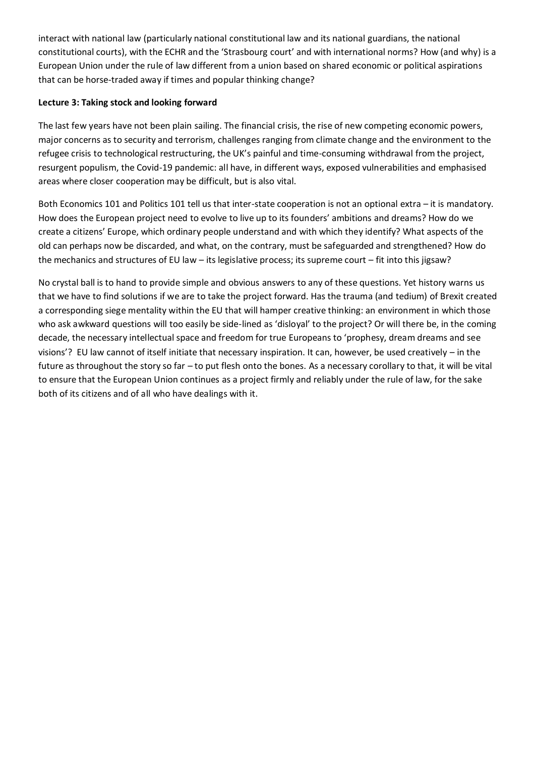interact with national law (particularly national constitutional law and its national guardians, the national constitutional courts), with the ECHR and the 'Strasbourg court' and with international norms? How (and why) is a European Union under the rule of law different from a union based on shared economic or political aspirations that can be horse-traded away if times and popular thinking change?

**Lecture 3: Taking stock and looking forward**

The last few years have not been plain sailing. The financial crisis, the rise of new competing economic powers, major concerns as to security and terrorism, challenges ranging from climate change and the environment to the refugee crisis to technological restructuring, the UK's painful and time-consuming withdrawal from the project, resurgent populism, the Covid-19 pandemic: all have, in different ways, exposed vulnerabilities and emphasised areas where closer cooperation may be difficult, but is also vital.

Both Economics 101 and Politics 101 tell us that inter-state cooperation is not an optional extra – it is mandatory. How does the European project need to evolve to live up to its founders' ambitions and dreams? How do we create a citizens' Europe, which ordinary people understand and with which they identify? What aspects of the old can perhaps now be discarded, and what, on the contrary, must be safeguarded and strengthened? How do the mechanics and structures of EU law – its legislative process; its supreme court – fit into this jigsaw?

No crystal ball is to hand to provide simple and obvious answers to any of these questions. Yet history warns us that we have to find solutions if we are to take the project forward. Has the trauma (and tedium) of Brexit created a corresponding siege mentality within the EU that will hamper creative thinking: an environment in which those who ask awkward questions will too easily be side-lined as 'disloyal' to the project? Or will there be, in the coming decade, the necessary intellectual space and freedom for true Europeans to 'prophesy, dream dreams and see visions'? EU law cannot of itself initiate that necessary inspiration. It can, however, be used creatively – in the future as throughout the story so far – to put flesh onto the bones. As a necessary corollary to that, it will be vital to ensure that the European Union continues as a project firmly and reliably under the rule of law, for the sake both of its citizens and of all who have dealings with it.